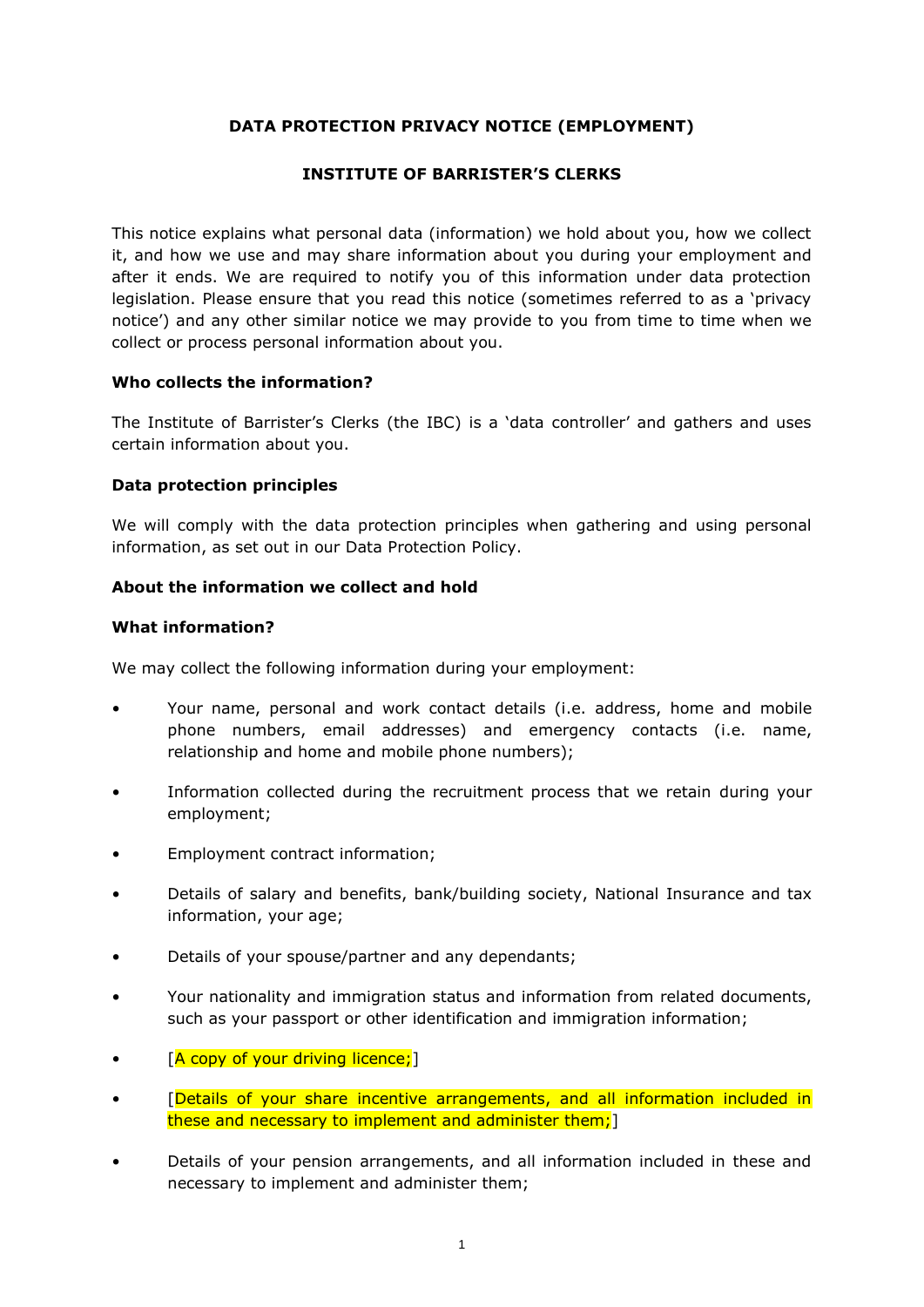**DATA PROTECTION PRIVACY NOTICE (EMPLOYMENT)**

**INSTITUTE OF BARRISTER'S CLERKS**

This notice explains what personal data (information) we hold about you, how we collect it, and how we use and may share information about you during your employment and after it ends. We are required to notify you of this information under data protection legislation. Please ensure that you read this notice (sometimes referred to as a 'privacy notice') and any other similar notice we may provide to you from time to time when we collect or process personal information about you.

**Who collects the information?**

The Institute of Barrister's Clerks (the IBC) is a 'data controller' and gathers and uses certain information about you.

**Data protection principles**

We will comply with the data protection principles when gathering and using personal information, as set out in our Data Protection Policy.

**About the information we collect and hold**

**What information?**

We may collect the following information during your employment:

- Your name, personal and work contact details (i.e. address, home and mobile phone numbers, email addresses) and emergency contacts (i.e. name, relationship and home and mobile phone numbers);
- Information collected during the recruitment process that we retain during your employment;
- Employment contract information;
- Details of salary and benefits, bank/building society, National Insurance and tax information, your age;
- Details of your spouse/partner and any dependants;
- Your nationality and immigration status and information from related documents, such as your passport or other identification and immigration information;
- [A copy of your driving licence;]
- [Details of your share incentive arrangements, and all information included in these and necessary to implement and administer them;]
- Details of your pension arrangements, and all information included in these and necessary to implement and administer them;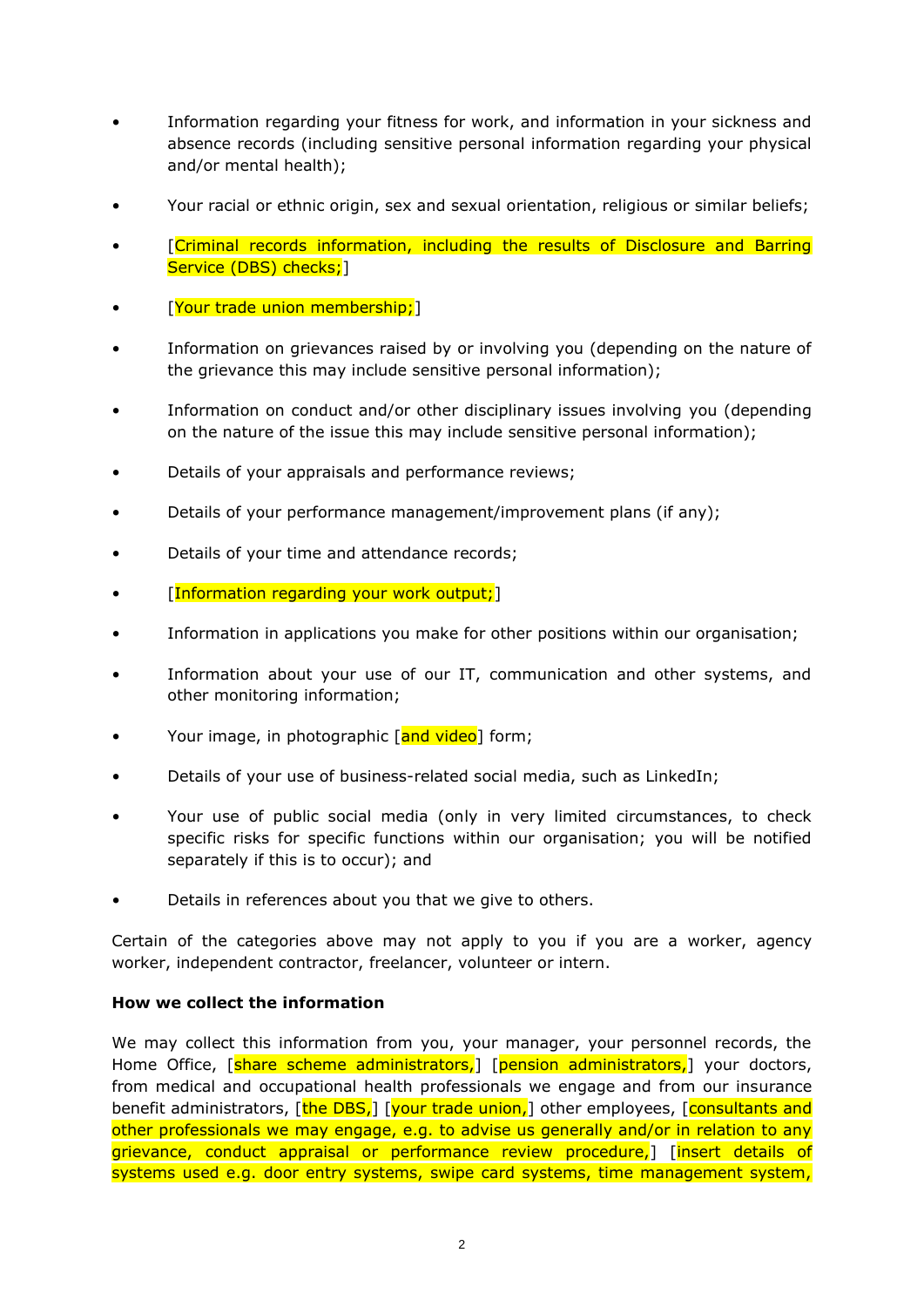- Information regarding your fitness for work, and information in your sickness and absence records (including sensitive personal information regarding your physical and/or mental health);
- Your racial or ethnic origin, sex and sexual orientation, religious or similar beliefs;
- [Criminal records information, including the results of Disclosure and Barring Service (DBS) checks;]
- [Your trade union membership;]
- Information on grievances raised by or involving you (depending on the nature of the grievance this may include sensitive personal information);
- Information on conduct and/or other disciplinary issues involving you (depending on the nature of the issue this may include sensitive personal information);
- Details of your appraisals and performance reviews;
- Details of your performance management/improvement plans (if any);
- Details of your time and attendance records;
- [Information regarding your work output;]
- Information in applications you make for other positions within our organisation;
- Information about your use of our IT, communication and other systems, and other monitoring information;
- Your image, in photographic [and video] form;
- Details of your use of business-related social media, such as LinkedIn;
- Your use of public social media (only in very limited circumstances, to check specific risks for specific functions within our organisation; you will be notified separately if this is to occur); and
- Details in references about you that we give to others.

Certain of the categories above may not apply to you if you are a worker, agency worker, independent contractor, freelancer, volunteer or intern.

**How we collect the information**

We may collect this information from you, your manager, your personnel records, the Home Office, [share scheme administrators,] [pension administrators,] your doctors, from medical and occupational health professionals we engage and from our insurance benefit administrators, [the DBS,] [your trade union,] other employees, [consultants and other professionals we may engage, e.g. to advise us generally and/or in relation to any grievance, conduct appraisal or performance review procedure,] [insert details of systems used e.g. door entry systems, swipe card systems, time management system,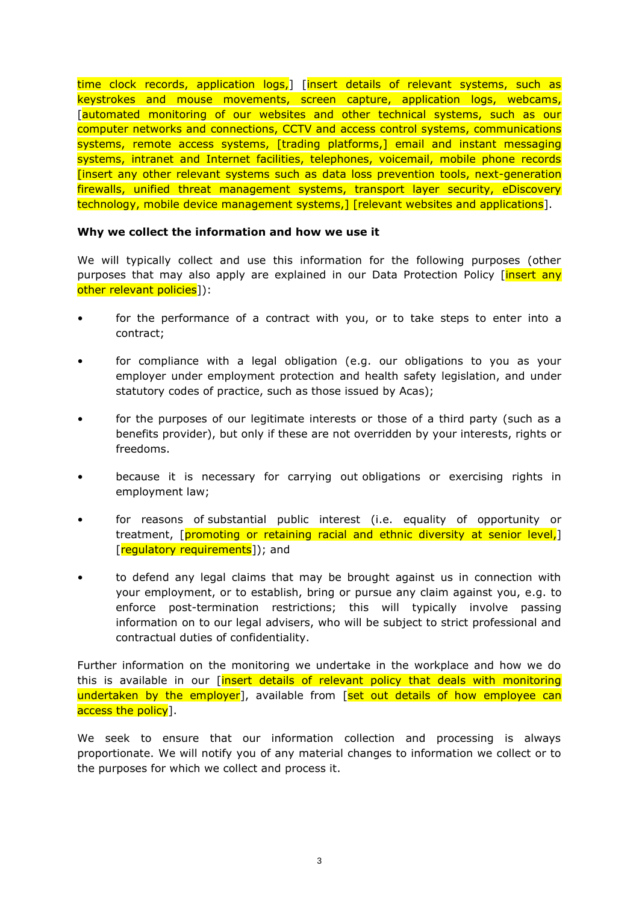time clock records, application logs,] [insert details of relevant systems, such as keystrokes and mouse movements, screen capture, application logs, webcams, [automated monitoring of our websites and other technical systems, such as our computer networks and connections, CCTV and access control systems, communications systems, remote access systems, [trading platforms,] email and instant messaging systems, intranet and Internet facilities, telephones, voicemail, mobile phone records [insert any other relevant systems such as data loss prevention tools, next-generation firewalls, unified threat management systems, transport layer security, eDiscovery technology, mobile device management systems,] [relevant websites and applications].

**Why we collect the information and how we use it**

We will typically collect and use this information for the following purposes (other purposes that may also apply are explained in our Data Protection Policy [insert any other relevant policies]):

- for the performance of a contract with you, or to take steps to enter into a contract;
- for compliance with a legal obligation (e.g. our obligations to you as your employer under employment protection and health safety legislation, and under statutory codes of practice, such as those issued by Acas);
- for the purposes of our legitimate interests or those of a third party (such as a benefits provider), but only if these are not overridden by your interests, rights or freedoms.
- because it is necessary for carrying out obligations or exercising rights in employment law;
- for reasons of substantial public interest (i.e. equality of opportunity or treatment, [promoting or retaining racial and ethnic diversity at senior level,] [regulatory requirements]); and
- to defend any legal claims that may be brought against us in connection with your employment, or to establish, bring or pursue any claim against you, e.g. to enforce post-termination restrictions; this will typically involve passing information on to our legal advisers, who will be subject to strict professional and contractual duties of confidentiality.

Further information on the monitoring we undertake in the workplace and how we do this is available in our [insert details of relevant policy that deals with monitoring undertaken by the employer], available from [set out details of how employee can access the policy].

We seek to ensure that our information collection and processing is always proportionate. We will notify you of any material changes to information we collect or to the purposes for which we collect and process it.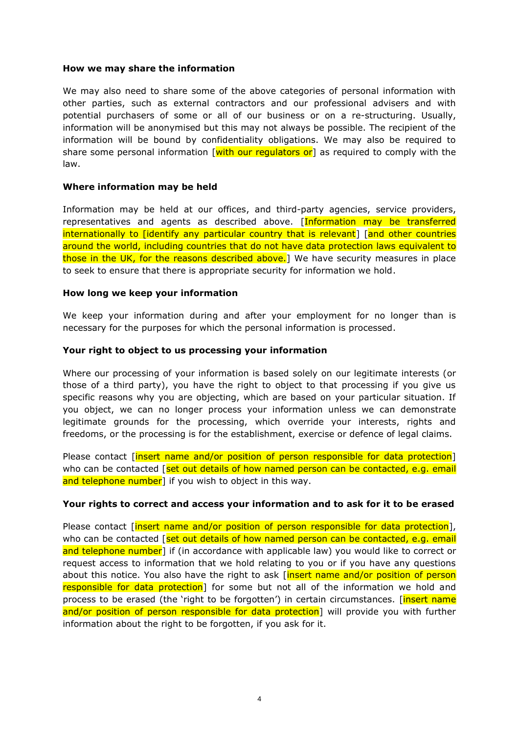**How we may share the information**

We may also need to share some of the above categories of personal information with other parties, such as external contractors and our professional advisers and with potential purchasers of some or all of our business or on a re-structuring. Usually, information will be anonymised but this may not always be possible. The recipient of the information will be bound by confidentiality obligations. We may also be required to share some personal information [with our regulators or] as required to comply with the law.

**Where information may be held**

Information may be held at our offices, and third-party agencies, service providers, representatives and agents as described above. [Information may be transferred internationally to [identify any particular country that is relevant] [and other countries around the world, including countries that do not have data protection laws equivalent to those in the UK, for the reasons described above.] We have security measures in place to seek to ensure that there is appropriate security for information we hold.

**How long we keep your information**

We keep your information during and after your employment for no longer than is necessary for the purposes for which the personal information is processed.

**Your right to object to us processing your information**

Where our processing of your information is based solely on our legitimate interests (or those of a third party), you have the right to object to that processing if you give us specific reasons why you are objecting, which are based on your particular situation. If you object, we can no longer process your information unless we can demonstrate legitimate grounds for the processing, which override your interests, rights and freedoms, or the processing is for the establishment, exercise or defence of legal claims.

Please contact [insert name and/or position of person responsible for data protection] who can be contacted [set out details of how named person can be contacted, e.g. email and telephone number] if you wish to object in this way.

**Your rights to correct and access your information and to ask for it to be erased**

Please contact [insert name and/or position of person responsible for data protection], who can be contacted [set out details of how named person can be contacted, e.g. email and telephone number] if (in accordance with applicable law) you would like to correct or request access to information that we hold relating to you or if you have any questions about this notice. You also have the right to ask [insert name and/or position of person responsible for data protection] for some but not all of the information we hold and process to be erased (the 'right to be forgotten') in certain circumstances. [insert name and/or position of person responsible for data protection] will provide you with further information about the right to be forgotten, if you ask for it.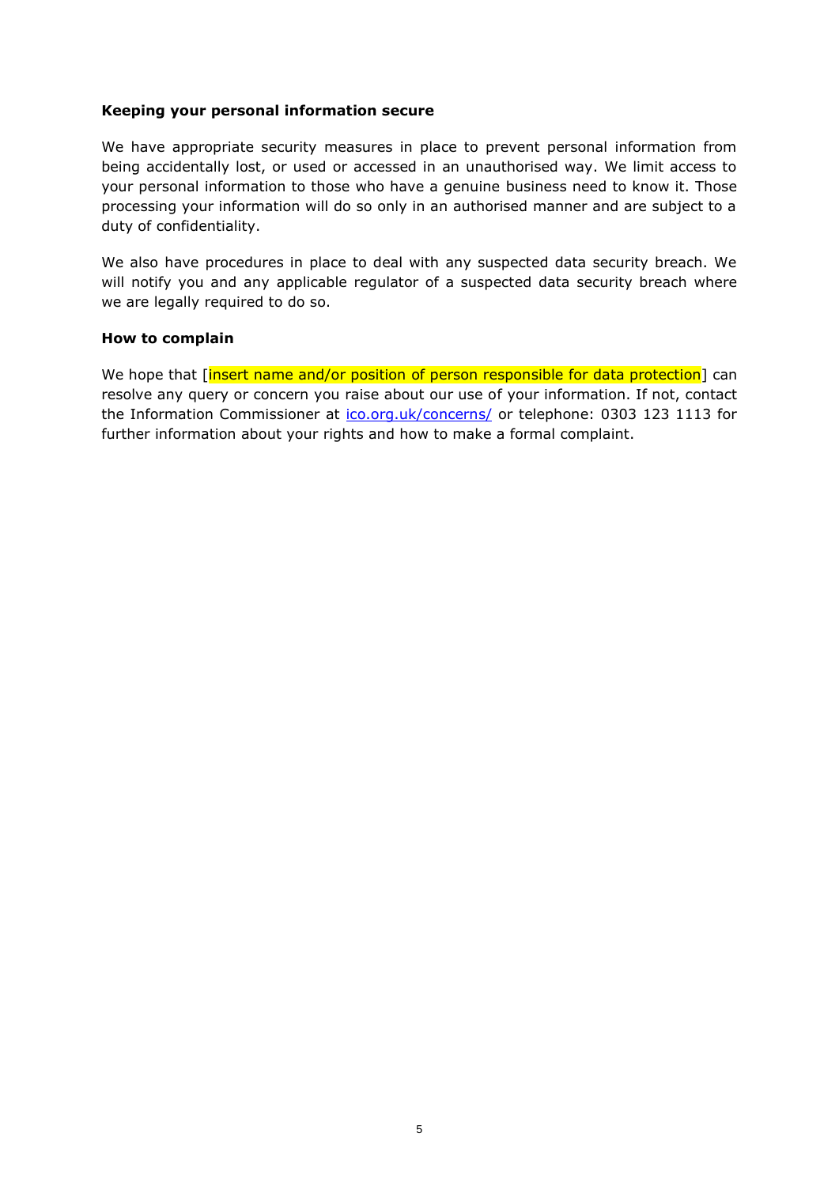**Keeping your personal information secure**

We have appropriate security measures in place to prevent personal information from being accidentally lost, or used or accessed in an unauthorised way. We limit access to your personal information to those who have a genuine business need to know it. Those processing your information will do so only in an authorised manner and are subject to a duty of confidentiality.

We also have procedures in place to deal with any suspected data security breach. We will notify you and any applicable regulator of a suspected data security breach where we are legally required to do so.

**How to complain**

We hope that [insert name and/or position of person responsible for data protection] can resolve any query or concern you raise about our use of your information. If not, contact the Information Commissioner at [ico.org.uk/concerns/](https://ico.org.uk/concerns/) or telephone: 0303 123 1113 for further information about your rights and how to make a formal complaint.